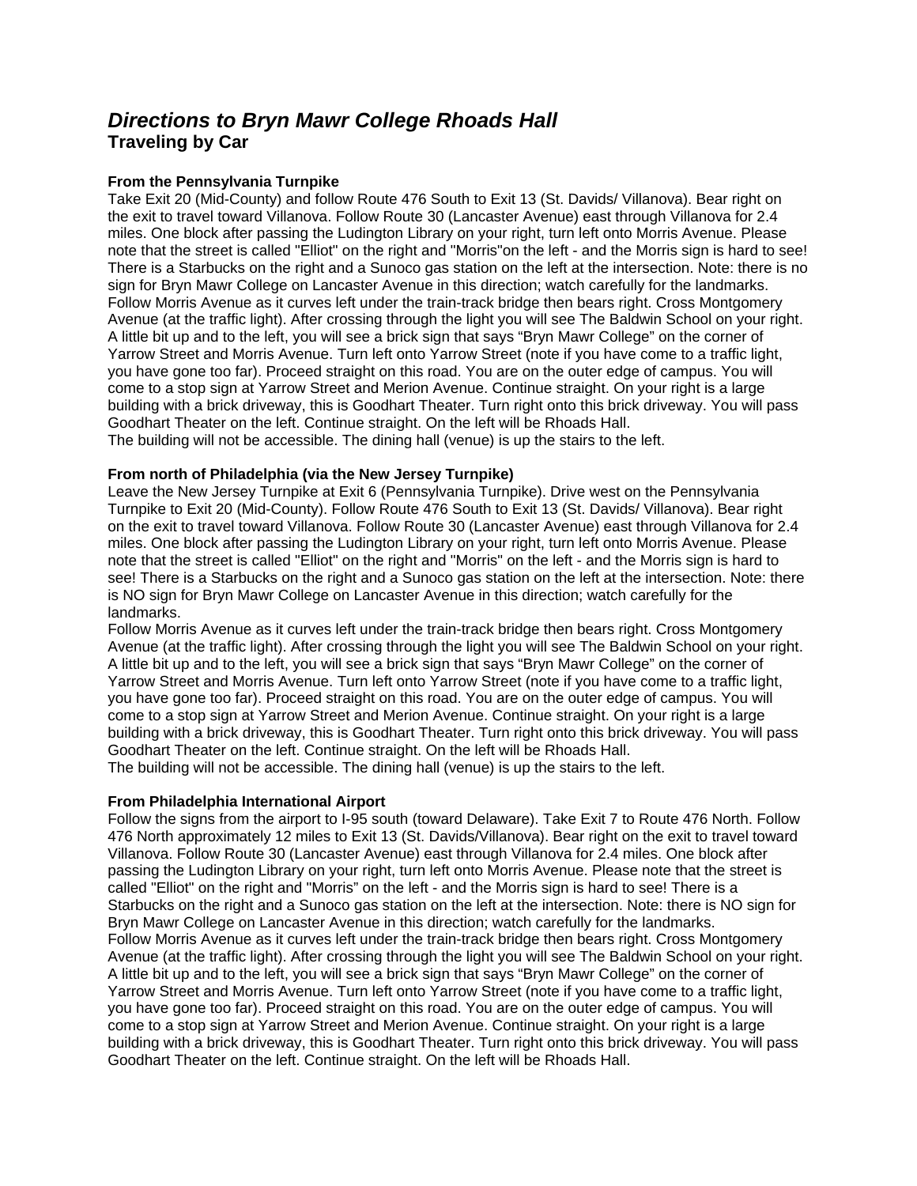# *Directions to Bryn Mawr College Rhoads Hall*

## Traveling by Car

### From the Pennsylvania Turnpike

Take Exit 20 (Mid-County) and follow Route 476 South to Exit 13 (St. Davids/ Villanova). Bear right on the exit to travel toward Villanova. Follow Route 30 (Lancaster Avenue) east through Villanova for 2.4 miles. One block after passing the Ludington Library on your right, turn left onto Morris Avenue. Please note that the street is called "Elliot" on the right and "Morris"on the left - and the Morris sign is hard to see! There is a Starbucks on the right and a Sunoco gas station on the left at the intersection. Note: there is no sign for Bryn Mawr College on Lancaster Avenue in this direction; watch carefully for the landmarks. Follow Morris Avenue as it curves left under the train-track bridge then bears right. Cross Montgomery Avenue (at the traffic light). After crossing through the light you will see The Baldwin School on your right. A little bit up and to the left, you will see a brick sign that says "Bryn Mawr College" on the corner of Yarrow Street and Morris Avenue. Turn left onto Yarrow Street (note if you have come to a traffic light, you have gone too far). Proceed straight on this road. You are on the outer edge of campus. You will come to a stop sign at Yarrow Street and Merion Avenue. Continue straight. On your right is a large building with a brick driveway, this is Goodhart Theater. Turn right onto this brick driveway. You will pass Goodhart Theater on the left. Continue straight. On the left will be Rhoads Hall.
The building will not be accessible. The dining hall (venue) is up the stairs to the left.

### From north of Philadelphia (via the New Jersey Turnpike)

Leave the New Jersey Turnpike at Exit 6 (Pennsylvania Turnpike). Drive west on the Pennsylvania Turnpike to Exit 20 (Mid-County). Follow Route 476 South to Exit 13 (St. Davids/ Villanova). Bear right on the exit to travel toward Villanova. Follow Route 30 (Lancaster Avenue) east through Villanova for 2.4 miles. One block after passing the Ludington Library on your right, turn left onto Morris Avenue. Please note that the street is called "Elliot" on the right and "Morris" on the left - and the Morris sign is hard to see! There is a Starbucks on the right and a Sunoco gas station on the left at the intersection. Note: there is NO sign for Bryn Mawr College on Lancaster Avenue in this direction; watch carefully for the landmarks.
Follow Morris Avenue as it curves left under the train-track bridge then bears right. Cross Montgomery Avenue (at the traffic light). After crossing through the light you will see The Baldwin School on your right. A little bit up and to the left, you will see a brick sign that says "Bryn Mawr College" on the corner of Yarrow Street and Morris Avenue. Turn left onto Yarrow Street (note if you have come to a traffic light, you have gone too far). Proceed straight on this road. You are on the outer edge of campus. You will come to a stop sign at Yarrow Street and Merion Avenue. Continue straight. On your right is a large building with a brick driveway, this is Goodhart Theater. Turn right onto this brick driveway. You will pass Goodhart Theater on the left. Continue straight. On the left will be Rhoads Hall.
The building will not be accessible. The dining hall (venue) is up the stairs to the left.

### From Philadelphia International Airport

Follow the signs from the airport to I-95 south (toward Delaware). Take Exit 7 to Route 476 North. Follow 476 North approximately 12 miles to Exit 13 (St. Davids/Villanova). Bear right on the exit to travel toward Villanova. Follow Route 30 (Lancaster Avenue) east through Villanova for 2.4 miles. One block after passing the Ludington Library on your right, turn left onto Morris Avenue. Please note that the street is called "Elliot" on the right and "Morris" on the left - and the Morris sign is hard to see! There is a Starbucks on the right and a Sunoco gas station on the left at the intersection. Note: there is NO sign for Bryn Mawr College on Lancaster Avenue in this direction; watch carefully for the landmarks.
Follow Morris Avenue as it curves left under the train-track bridge then bears right. Cross Montgomery Avenue (at the traffic light). After crossing through the light you will see The Baldwin School on your right. A little bit up and to the left, you will see a brick sign that says "Bryn Mawr College" on the corner of Yarrow Street and Morris Avenue. Turn left onto Yarrow Street (note if you have come to a traffic light, you have gone too far). Proceed straight on this road. You are on the outer edge of campus. You will come to a stop sign at Yarrow Street and Merion Avenue. Continue straight. On your right is a large building with a brick driveway, this is Goodhart Theater. Turn right onto this brick driveway. You will pass Goodhart Theater on the left. Continue straight. On the left will be Rhoads Hall.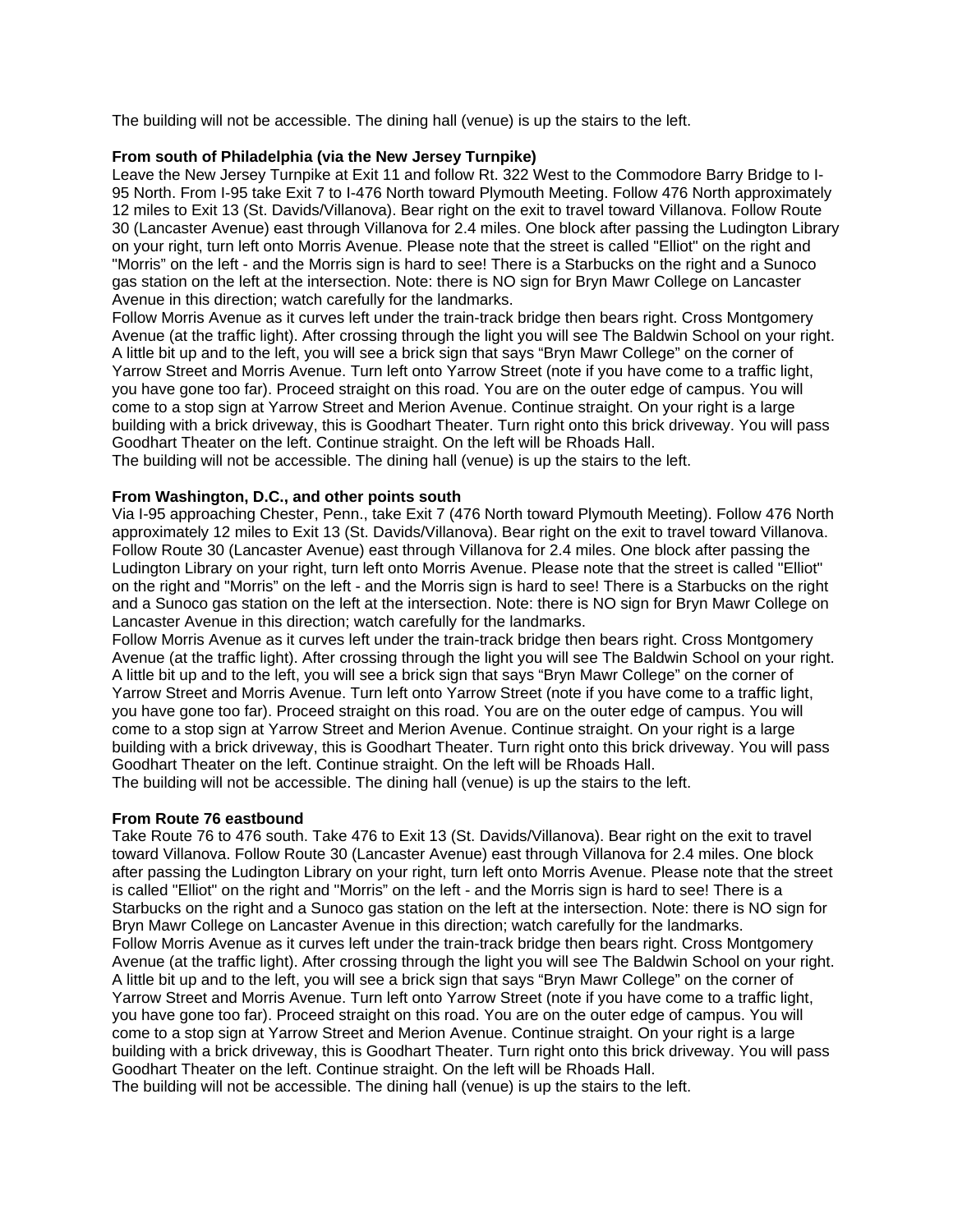The building will not be accessible. The dining hall (venue) is up the stairs to the left.

**From south of Philadelphia (via the New Jersey Turnpike)**

Leave the New Jersey Turnpike at Exit 11 and follow Rt. 322 West to the Commodore Barry Bridge to I-95 North. From I-95 take Exit 7 to I-476 North toward Plymouth Meeting. Follow 476 North approximately 12 miles to Exit 13 (St. Davids/Villanova). Bear right on the exit to travel toward Villanova. Follow Route 30 (Lancaster Avenue) east through Villanova for 2.4 miles. One block after passing the Ludington Library on your right, turn left onto Morris Avenue. Please note that the street is called "Elliot" on the right and "Morris" on the left - and the Morris sign is hard to see! There is a Starbucks on the right and a Sunoco gas station on the left at the intersection. Note: there is NO sign for Bryn Mawr College on Lancaster Avenue in this direction; watch carefully for the landmarks.

Follow Morris Avenue as it curves left under the train-track bridge then bears right. Cross Montgomery Avenue (at the traffic light). After crossing through the light you will see The Baldwin School on your right. A little bit up and to the left, you will see a brick sign that says "Bryn Mawr College" on the corner of Yarrow Street and Morris Avenue. Turn left onto Yarrow Street (note if you have come to a traffic light, you have gone too far). Proceed straight on this road. You are on the outer edge of campus. You will come to a stop sign at Yarrow Street and Merion Avenue. Continue straight. On your right is a large building with a brick driveway, this is Goodhart Theater. Turn right onto this brick driveway. You will pass Goodhart Theater on the left. Continue straight. On the left will be Rhoads Hall.

The building will not be accessible. The dining hall (venue) is up the stairs to the left.

**From Washington, D.C., and other points south**

Via I-95 approaching Chester, Penn., take Exit 7 (476 North toward Plymouth Meeting). Follow 476 North approximately 12 miles to Exit 13 (St. Davids/Villanova). Bear right on the exit to travel toward Villanova. Follow Route 30 (Lancaster Avenue) east through Villanova for 2.4 miles. One block after passing the Ludington Library on your right, turn left onto Morris Avenue. Please note that the street is called "Elliot" on the right and "Morris" on the left - and the Morris sign is hard to see! There is a Starbucks on the right and a Sunoco gas station on the left at the intersection. Note: there is NO sign for Bryn Mawr College on Lancaster Avenue in this direction; watch carefully for the landmarks.

Follow Morris Avenue as it curves left under the train-track bridge then bears right. Cross Montgomery Avenue (at the traffic light). After crossing through the light you will see The Baldwin School on your right. A little bit up and to the left, you will see a brick sign that says "Bryn Mawr College" on the corner of Yarrow Street and Morris Avenue. Turn left onto Yarrow Street (note if you have come to a traffic light, you have gone too far). Proceed straight on this road. You are on the outer edge of campus. You will come to a stop sign at Yarrow Street and Merion Avenue. Continue straight. On your right is a large building with a brick driveway, this is Goodhart Theater. Turn right onto this brick driveway. You will pass Goodhart Theater on the left. Continue straight. On the left will be Rhoads Hall.

The building will not be accessible. The dining hall (venue) is up the stairs to the left.

**From Route 76 eastbound**

Take Route 76 to 476 south. Take 476 to Exit 13 (St. Davids/Villanova). Bear right on the exit to travel toward Villanova. Follow Route 30 (Lancaster Avenue) east through Villanova for 2.4 miles. One block after passing the Ludington Library on your right, turn left onto Morris Avenue. Please note that the street is called "Elliot" on the right and "Morris" on the left - and the Morris sign is hard to see! There is a Starbucks on the right and a Sunoco gas station on the left at the intersection. Note: there is NO sign for Bryn Mawr College on Lancaster Avenue in this direction; watch carefully for the landmarks.

Follow Morris Avenue as it curves left under the train-track bridge then bears right. Cross Montgomery Avenue (at the traffic light). After crossing through the light you will see The Baldwin School on your right. A little bit up and to the left, you will see a brick sign that says "Bryn Mawr College" on the corner of Yarrow Street and Morris Avenue. Turn left onto Yarrow Street (note if you have come to a traffic light, you have gone too far). Proceed straight on this road. You are on the outer edge of campus. You will come to a stop sign at Yarrow Street and Merion Avenue. Continue straight. On your right is a large building with a brick driveway, this is Goodhart Theater. Turn right onto this brick driveway. You will pass Goodhart Theater on the left. Continue straight. On the left will be Rhoads Hall.

The building will not be accessible. The dining hall (venue) is up the stairs to the left.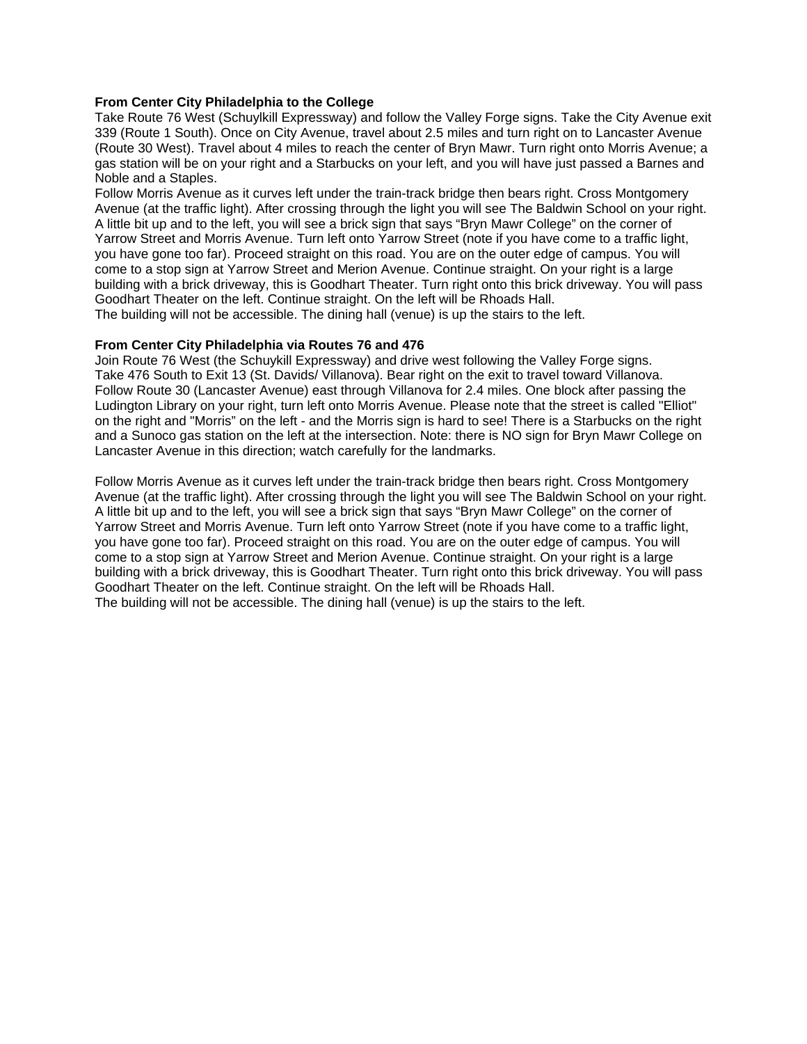**From Center City Philadelphia to the College**

Take Route 76 West (Schuylkill Expressway) and follow the Valley Forge signs. Take the City Avenue exit 339 (Route 1 South). Once on City Avenue, travel about 2.5 miles and turn right on to Lancaster Avenue (Route 30 West). Travel about 4 miles to reach the center of Bryn Mawr. Turn right onto Morris Avenue; a gas station will be on your right and a Starbucks on your left, and you will have just passed a Barnes and Noble and a Staples.

Follow Morris Avenue as it curves left under the train-track bridge then bears right. Cross Montgomery Avenue (at the traffic light). After crossing through the light you will see The Baldwin School on your right. A little bit up and to the left, you will see a brick sign that says "Bryn Mawr College" on the corner of Yarrow Street and Morris Avenue. Turn left onto Yarrow Street (note if you have come to a traffic light, you have gone too far). Proceed straight on this road. You are on the outer edge of campus. You will come to a stop sign at Yarrow Street and Merion Avenue. Continue straight. On your right is a large building with a brick driveway, this is Goodhart Theater. Turn right onto this brick driveway. You will pass Goodhart Theater on the left. Continue straight. On the left will be Rhoads Hall.

The building will not be accessible. The dining hall (venue) is up the stairs to the left.

**From Center City Philadelphia via Routes 76 and 476**

Join Route 76 West (the Schuykill Expressway) and drive west following the Valley Forge signs. Take 476 South to Exit 13 (St. Davids/ Villanova). Bear right on the exit to travel toward Villanova. Follow Route 30 (Lancaster Avenue) east through Villanova for 2.4 miles. One block after passing the Ludington Library on your right, turn left onto Morris Avenue. Please note that the street is called "Elliot" on the right and "Morris" on the left - and the Morris sign is hard to see! There is a Starbucks on the right and a Sunoco gas station on the left at the intersection. Note: there is NO sign for Bryn Mawr College on Lancaster Avenue in this direction; watch carefully for the landmarks.

Follow Morris Avenue as it curves left under the train-track bridge then bears right. Cross Montgomery Avenue (at the traffic light). After crossing through the light you will see The Baldwin School on your right. A little bit up and to the left, you will see a brick sign that says "Bryn Mawr College" on the corner of Yarrow Street and Morris Avenue. Turn left onto Yarrow Street (note if you have come to a traffic light, you have gone too far). Proceed straight on this road. You are on the outer edge of campus. You will come to a stop sign at Yarrow Street and Merion Avenue. Continue straight. On your right is a large building with a brick driveway, this is Goodhart Theater. Turn right onto this brick driveway. You will pass Goodhart Theater on the left. Continue straight. On the left will be Rhoads Hall.

The building will not be accessible. The dining hall (venue) is up the stairs to the left.